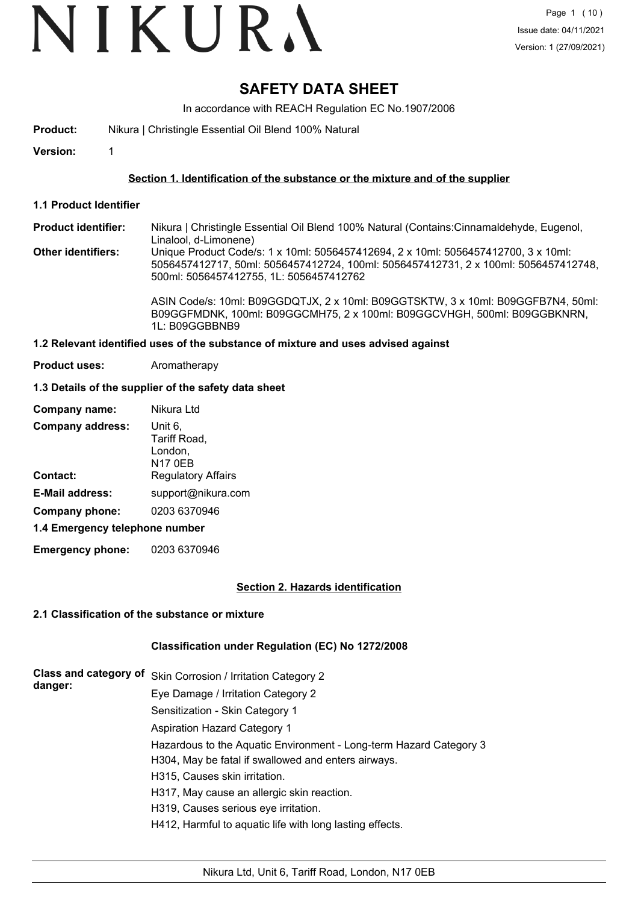# SAFETY DATA SHEET

In accordance with REACH Regulation EC No.1907/2006

**Product:** Nikura | Christingle Essential Oil Blend 100% Natural

**Version:** 1

## Section 1. Identification of the substance or the mixture and of the supplier

### 1.1 Product Identifier

**Product identifier:** Nikura | Christingle Essential Oil Blend 100% Natural (Contains:Cinnamaldehyde, Eugenol, Linalool, d-Limonene)

**Other identifiers:** Unique Product Code/s: 1 x 10ml: 5056457412694, 2 x 10ml: 5056457412700, 3 x 10ml: 5056457412717, 50ml: 5056457412724, 100ml: 5056457412731, 2 x 100ml: 5056457412748, 500ml: 5056457412755, 1L: 5056457412762

ASIN Code/s: 10ml: B09GGDQTJX, 2 x 10ml: B09GGTSKTW, 3 x 10ml: B09GGFB7N4, 50ml: B09GGFMDNK, 100ml: B09GGCMH75, 2 x 100ml: B09GGCVHGH, 500ml: B09GGBKNRN, 1L: B09GGBBNB9

### 1.2 Relevant identified uses of the substance of mixture and uses advised against

**Product uses:** Aromatherapy

### 1.3 Details of the supplier of the safety data sheet

**Company name:** Nikura Ltd

**Company address:** Unit 6, Tariff Road, London, N17 0EB

**Contact:** Regulatory Affairs

**E-Mail address:** support@nikura.com

**Company phone:** 0203 6370946

### 1.4 Emergency telephone number

**Emergency phone:** 0203 6370946

## Section 2. Hazards identification

### 2.1 Classification of the substance or mixture

**Classification under Regulation (EC) No 1272/2008**

**Class and category of danger:**

Skin Corrosion / Irritation Category 2

Eye Damage / Irritation Category 2

Sensitization - Skin Category 1

Aspiration Hazard Category 1

Hazardous to the Aquatic Environment - Long-term Hazard Category 3

H304, May be fatal if swallowed and enters airways.

H315, Causes skin irritation.

H317, May cause an allergic skin reaction.

H319, Causes serious eye irritation.

H412, Harmful to aquatic life with long lasting effects.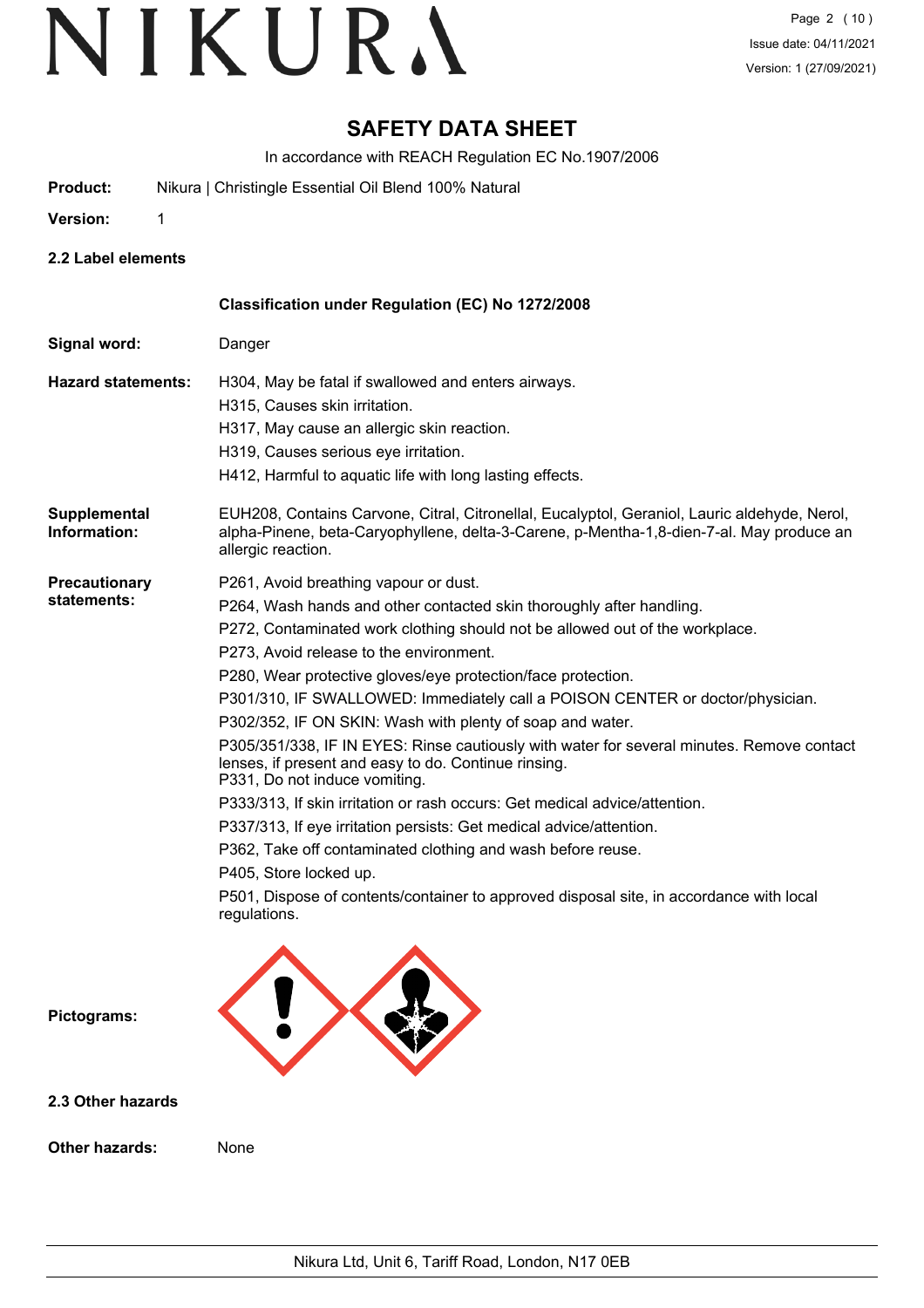# SAFETY DATA SHEET

In accordance with REACH Regulation EC No.1907/2006

**Product:** Nikura | Christingle Essential Oil Blend 100% Natural

**Version:** 1

### 2.2 Label elements

**Classification under Regulation (EC) No 1272/2008**

**Signal word:** Danger

**Hazard statements:**
H304, May be fatal if swallowed and enters airways.
H315, Causes skin irritation.
H317, May cause an allergic skin reaction.
H319, Causes serious eye irritation.
H412, Harmful to aquatic life with long lasting effects.

**Supplemental Information:** EUH208, Contains Carvone, Citral, Citronellal, Eucalyptol, Geraniol, Lauric aldehyde, Nerol, alpha-Pinene, beta-Caryophyllene, delta-3-Carene, p-Mentha-1,8-dien-7-al. May produce an allergic reaction.

**Precautionary statements:**
P261, Avoid breathing vapour or dust.
P264, Wash hands and other contacted skin thoroughly after handling.
P272, Contaminated work clothing should not be allowed out of the workplace.
P273, Avoid release to the environment.
P280, Wear protective gloves/eye protection/face protection.
P301/310, IF SWALLOWED: Immediately call a POISON CENTER or doctor/physician.
P302/352, IF ON SKIN: Wash with plenty of soap and water.
P305/351/338, IF IN EYES: Rinse cautiously with water for several minutes. Remove contact lenses, if present and easy to do. Continue rinsing.
P331, Do not induce vomiting.
P333/313, If skin irritation or rash occurs: Get medical advice/attention.
P337/313, If eye irritation persists: Get medical advice/attention.
P362, Take off contaminated clothing and wash before reuse.
P405, Store locked up.
P501, Dispose of contents/container to approved disposal site, in accordance with local regulations.

**Pictograms:**

### 2.3 Other hazards

**Other hazards:** None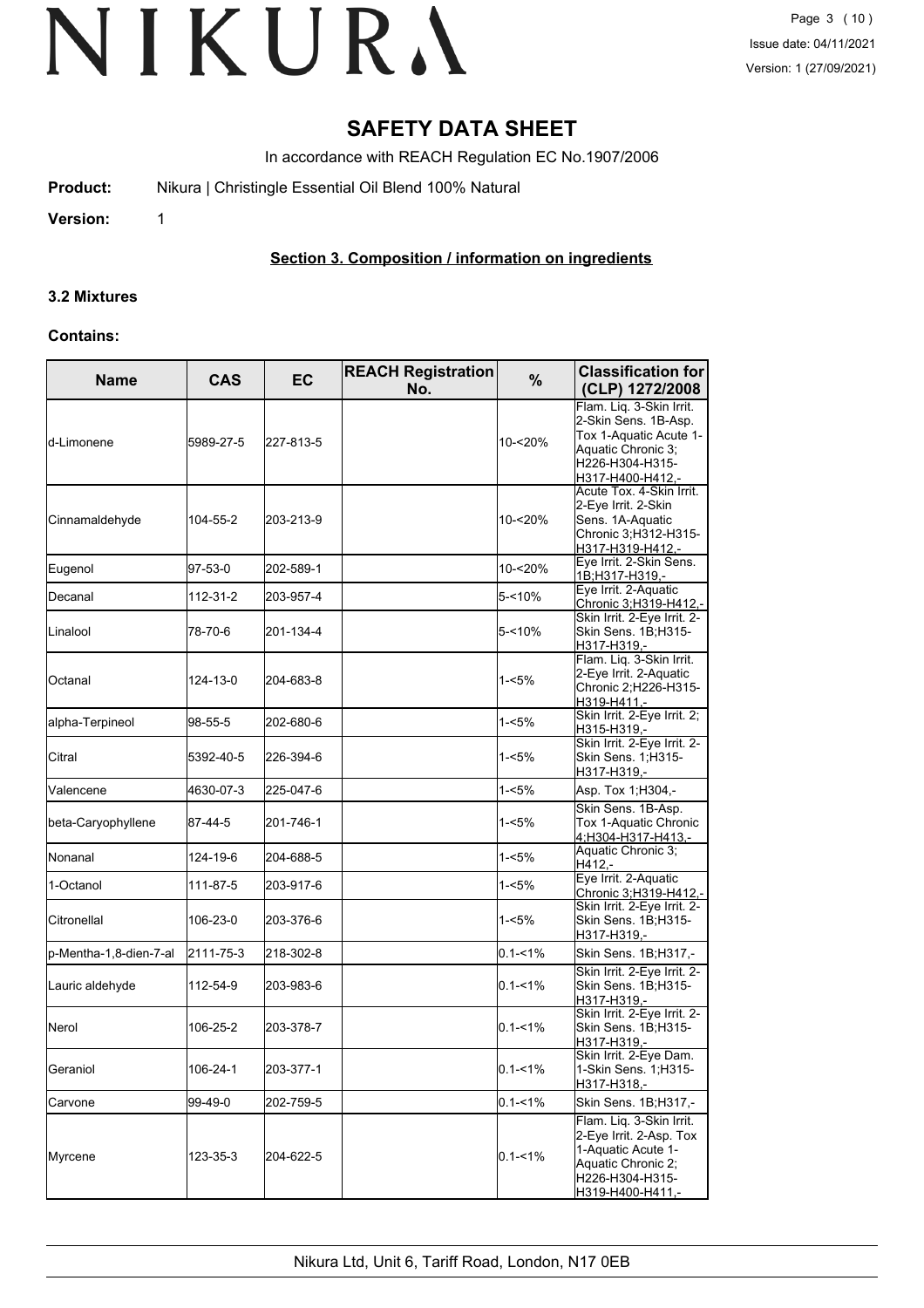# SAFETY DATA SHEET

In accordance with REACH Regulation EC No.1907/2006

**Product:** Nikura | Christingle Essential Oil Blend 100% Natural

**Version:** 1

## Section 3. Composition / information on ingredients

### 3.2 Mixtures

**Contains:**

| Name | CAS | EC | REACH Registration No. | % | Classification for (CLP) 1272/2008 |
|---|---|---|---|---|---|
| d-Limonene | 5989-27-5 | 227-813-5 | | 10-<20% | Flam. Liq. 3-Skin Irrit. 2-Skin Sens. 1B-Asp. Tox 1-Aquatic Acute 1-Aquatic Chronic 3; H226-H304-H315-H317-H400-H412,- |
| Cinnamaldehyde | 104-55-2 | 203-213-9 | | 10-<20% | Acute Tox. 4-Skin Irrit. 2-Eye Irrit. 2-Skin Sens. 1A-Aquatic Chronic 3;H312-H315-H317-H319-H412,- |
| Eugenol | 97-53-0 | 202-589-1 | | 10-<20% | Eye Irrit. 2-Skin Sens. 1B;H317-H319,- |
| Decanal | 112-31-2 | 203-957-4 | | 5-<10% | Eye Irrit. 2-Aquatic Chronic 3;H319-H412,- |
| Linalool | 78-70-6 | 201-134-4 | | 5-<10% | Skin Irrit. 2-Eye Irrit. 2-Skin Sens. 1B;H315-H317-H319,- |
| Octanal | 124-13-0 | 204-683-8 | | 1-<5% | Flam. Liq. 3-Skin Irrit. 2-Eye Irrit. 2-Aquatic Chronic 2;H226-H315-H319-H411,- |
| alpha-Terpineol | 98-55-5 | 202-680-6 | | 1-<5% | Skin Irrit. 2-Eye Irrit. 2; H315-H319,- |
| Citral | 5392-40-5 | 226-394-6 | | 1-<5% | Skin Irrit. 2-Eye Irrit. 2-Skin Sens. 1;H315-H317-H319,- |
| Valencene | 4630-07-3 | 225-047-6 | | 1-<5% | Asp. Tox 1;H304,- |
| beta-Caryophyllene | 87-44-5 | 201-746-1 | | 1-<5% | Skin Sens. 1B-Asp. Tox 1-Aquatic Chronic 4;H304-H317-H413,- |
| Nonanal | 124-19-6 | 204-688-5 | | 1-<5% | Aquatic Chronic 3; H412,- |
| 1-Octanol | 111-87-5 | 203-917-6 | | 1-<5% | Eye Irrit. 2-Aquatic Chronic 3;H319-H412,- |
| Citronellal | 106-23-0 | 203-376-6 | | 1-<5% | Skin Irrit. 2-Eye Irrit. 2-Skin Sens. 1B;H315-H317-H319,- |
| p-Mentha-1,8-dien-7-al | 2111-75-3 | 218-302-8 | | 0.1-<1% | Skin Sens. 1B;H317,- |
| Lauric aldehyde | 112-54-9 | 203-983-6 | | 0.1-<1% | Skin Irrit. 2-Eye Irrit. 2-Skin Sens. 1B;H315-H317-H319,- |
| Nerol | 106-25-2 | 203-378-7 | | 0.1-<1% | Skin Irrit. 2-Eye Irrit. 2-Skin Sens. 1B;H315-H317-H319,- |
| Geraniol | 106-24-1 | 203-377-1 | | 0.1-<1% | Skin Irrit. 2-Eye Dam. 1-Skin Sens. 1;H315-H317-H318,- |
| Carvone | 99-49-0 | 202-759-5 | | 0.1-<1% | Skin Sens. 1B;H317,- |
| Myrcene | 123-35-3 | 204-622-5 | | 0.1-<1% | Flam. Liq. 3-Skin Irrit. 2-Eye Irrit. 2-Asp. Tox 1-Aquatic Acute 1-Aquatic Chronic 2; H226-H304-H315-H319-H400-H411,- |

Nikura Ltd, Unit 6, Tariff Road, London, N17 0EB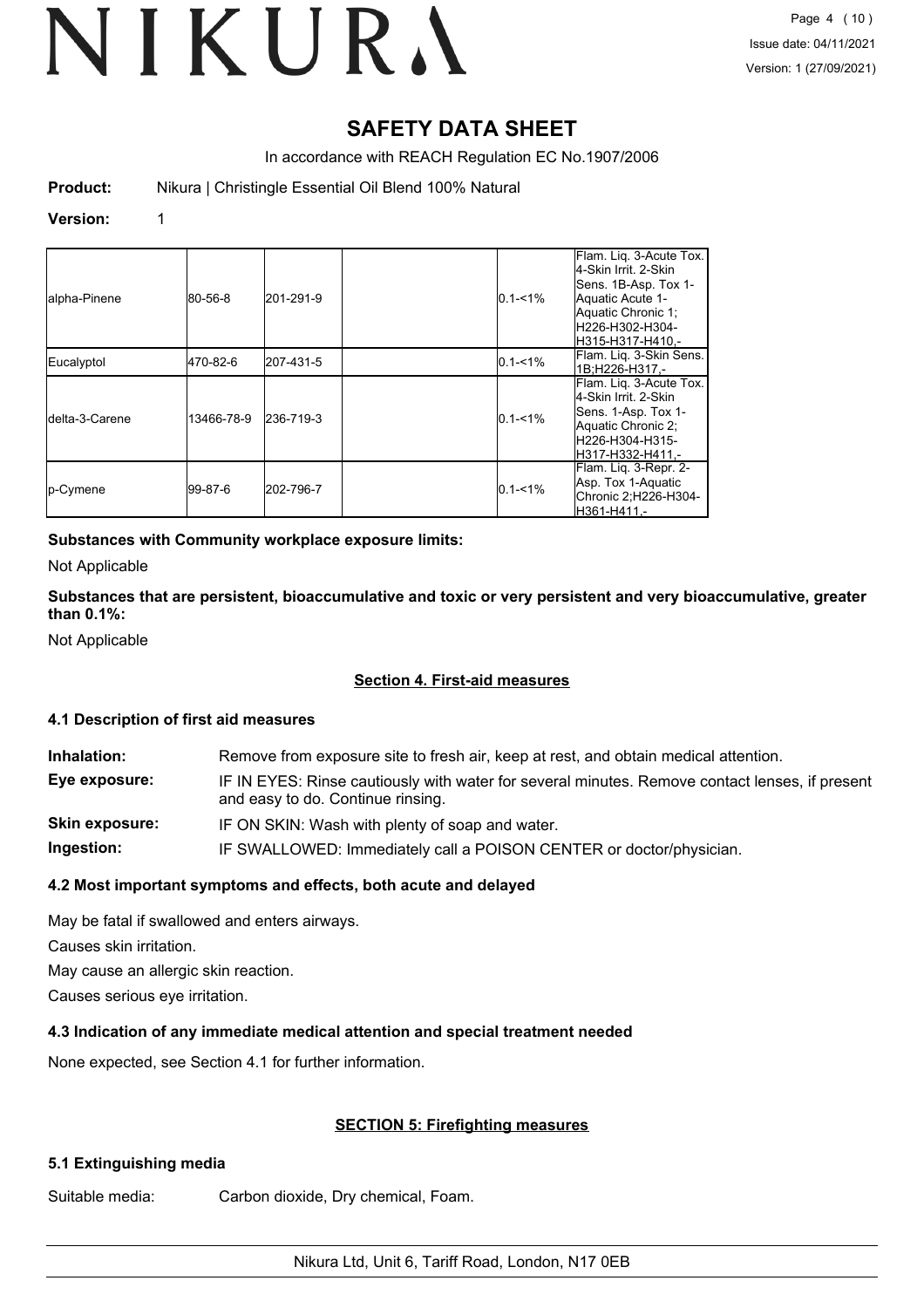# SAFETY DATA SHEET

In accordance with REACH Regulation EC No.1907/2006

**Product:** Nikura | Christingle Essential Oil Blend 100% Natural

**Version:** 1

| | | | | | |
|---|---|---|---|---|---|
| alpha-Pinene | 80-56-8 | 201-291-9 | | 0.1-<1% | Flam. Liq. 3-Acute Tox. 4-Skin Irrit. 2-Skin Sens. 1B-Asp. Tox 1-Aquatic Acute 1-Aquatic Chronic 1;H226-H302-H304-H315-H317-H410,- |
| Eucalyptol | 470-82-6 | 207-431-5 | | 0.1-<1% | Flam. Liq. 3-Skin Sens. 1B;H226-H317,- |
| delta-3-Carene | 13466-78-9 | 236-719-3 | | 0.1-<1% | Flam. Liq. 3-Acute Tox. 4-Skin Irrit. 2-Skin Sens. 1-Asp. Tox 1-Aquatic Chronic 2;H226-H304-H315-H317-H332-H411,- |
| p-Cymene | 99-87-6 | 202-796-7 | | 0.1-<1% | Flam. Liq. 3-Repr. 2-Asp. Tox 1-Aquatic Chronic 2;H226-H304-H361-H411,- |

**Substances with Community workplace exposure limits:**

Not Applicable

**Substances that are persistent, bioaccumulative and toxic or very persistent and very bioaccumulative, greater than 0.1%:**

Not Applicable

## Section 4. First-aid measures

### 4.1 Description of first aid measures

**Inhalation:** Remove from exposure site to fresh air, keep at rest, and obtain medical attention.

**Eye exposure:** IF IN EYES: Rinse cautiously with water for several minutes. Remove contact lenses, if present and easy to do. Continue rinsing.

**Skin exposure:** IF ON SKIN: Wash with plenty of soap and water.

**Ingestion:** IF SWALLOWED: Immediately call a POISON CENTER or doctor/physician.

### 4.2 Most important symptoms and effects, both acute and delayed

May be fatal if swallowed and enters airways.

Causes skin irritation.

May cause an allergic skin reaction.

Causes serious eye irritation.

### 4.3 Indication of any immediate medical attention and special treatment needed

None expected, see Section 4.1 for further information.

## SECTION 5: Firefighting measures

### 5.1 Extinguishing media

Suitable media: Carbon dioxide, Dry chemical, Foam.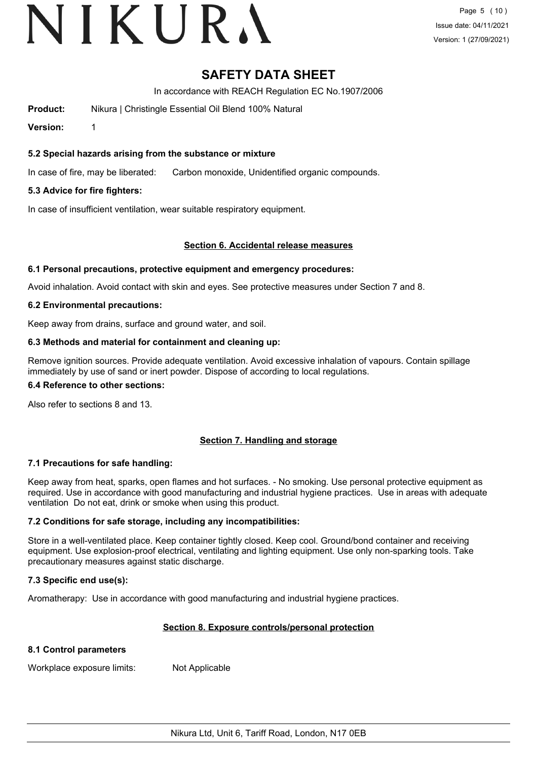# SAFETY DATA SHEET

In accordance with REACH Regulation EC No.1907/2006

**Product:** Nikura | Christingle Essential Oil Blend 100% Natural

**Version:** 1

### 5.2 Special hazards arising from the substance or mixture

In case of fire, may be liberated: Carbon monoxide, Unidentified organic compounds.

### 5.3 Advice for fire fighters:

In case of insufficient ventilation, wear suitable respiratory equipment.

## Section 6. Accidental release measures

### 6.1 Personal precautions, protective equipment and emergency procedures:

Avoid inhalation. Avoid contact with skin and eyes. See protective measures under Section 7 and 8.

### 6.2 Environmental precautions:

Keep away from drains, surface and ground water, and soil.

### 6.3 Methods and material for containment and cleaning up:

Remove ignition sources. Provide adequate ventilation. Avoid excessive inhalation of vapours. Contain spillage immediately by use of sand or inert powder. Dispose of according to local regulations.

### 6.4 Reference to other sections:

Also refer to sections 8 and 13.

## Section 7. Handling and storage

### 7.1 Precautions for safe handling:

Keep away from heat, sparks, open flames and hot surfaces. - No smoking. Use personal protective equipment as required. Use in accordance with good manufacturing and industrial hygiene practices. Use in areas with adequate ventilation Do not eat, drink or smoke when using this product.

### 7.2 Conditions for safe storage, including any incompatibilities:

Store in a well-ventilated place. Keep container tightly closed. Keep cool. Ground/bond container and receiving equipment. Use explosion-proof electrical, ventilating and lighting equipment. Use only non-sparking tools. Take precautionary measures against static discharge.

### 7.3 Specific end use(s):

Aromatherapy: Use in accordance with good manufacturing and industrial hygiene practices.

## Section 8. Exposure controls/personal protection

### 8.1 Control parameters

Workplace exposure limits: Not Applicable

Nikura Ltd, Unit 6, Tariff Road, London, N17 0EB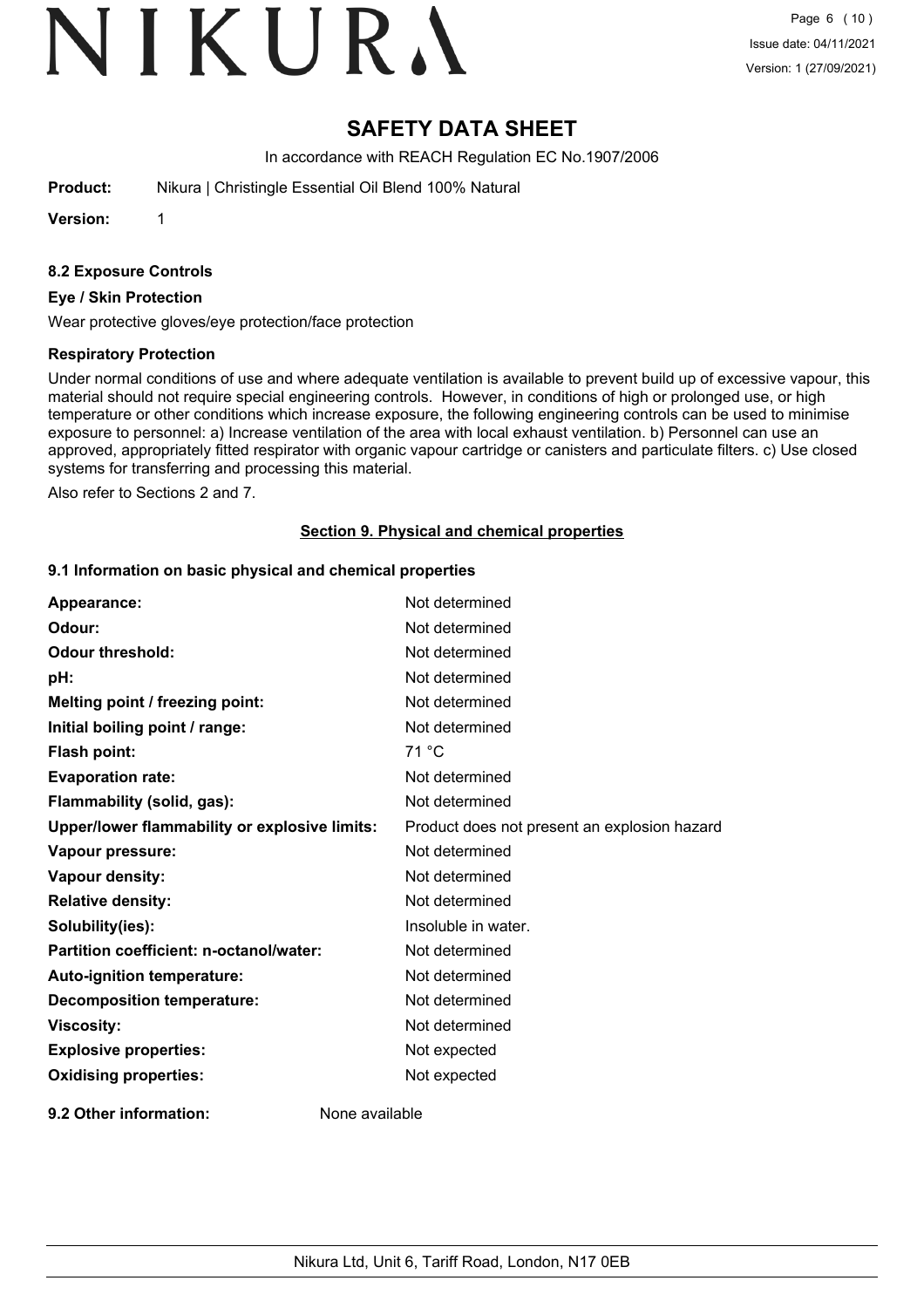# SAFETY DATA SHEET

In accordance with REACH Regulation EC No.1907/2006

**Product:** Nikura | Christingle Essential Oil Blend 100% Natural

**Version:** 1

### 8.2 Exposure Controls

#### Eye / Skin Protection

Wear protective gloves/eye protection/face protection

#### Respiratory Protection

Under normal conditions of use and where adequate ventilation is available to prevent build up of excessive vapour, this material should not require special engineering controls. However, in conditions of high or prolonged use, or high temperature or other conditions which increase exposure, the following engineering controls can be used to minimise exposure to personnel: a) Increase ventilation of the area with local exhaust ventilation. b) Personnel can use an approved, appropriately fitted respirator with organic vapour cartridge or canisters and particulate filters. c) Use closed systems for transferring and processing this material.

Also refer to Sections 2 and 7.

## Section 9. Physical and chemical properties

### 9.1 Information on basic physical and chemical properties

| | |
|---|---|
| **Appearance:** | Not determined |
| **Odour:** | Not determined |
| **Odour threshold:** | Not determined |
| **pH:** | Not determined |
| **Melting point / freezing point:** | Not determined |
| **Initial boiling point / range:** | Not determined |
| **Flash point:** | 71 °C |
| **Evaporation rate:** | Not determined |
| **Flammability (solid, gas):** | Not determined |
| **Upper/lower flammability or explosive limits:** | Product does not present an explosion hazard |
| **Vapour pressure:** | Not determined |
| **Vapour density:** | Not determined |
| **Relative density:** | Not determined |
| **Solubility(ies):** | Insoluble in water. |
| **Partition coefficient: n-octanol/water:** | Not determined |
| **Auto-ignition temperature:** | Not determined |
| **Decomposition temperature:** | Not determined |
| **Viscosity:** | Not determined |
| **Explosive properties:** | Not expected |
| **Oxidising properties:** | Not expected |

**9.2 Other information:** None available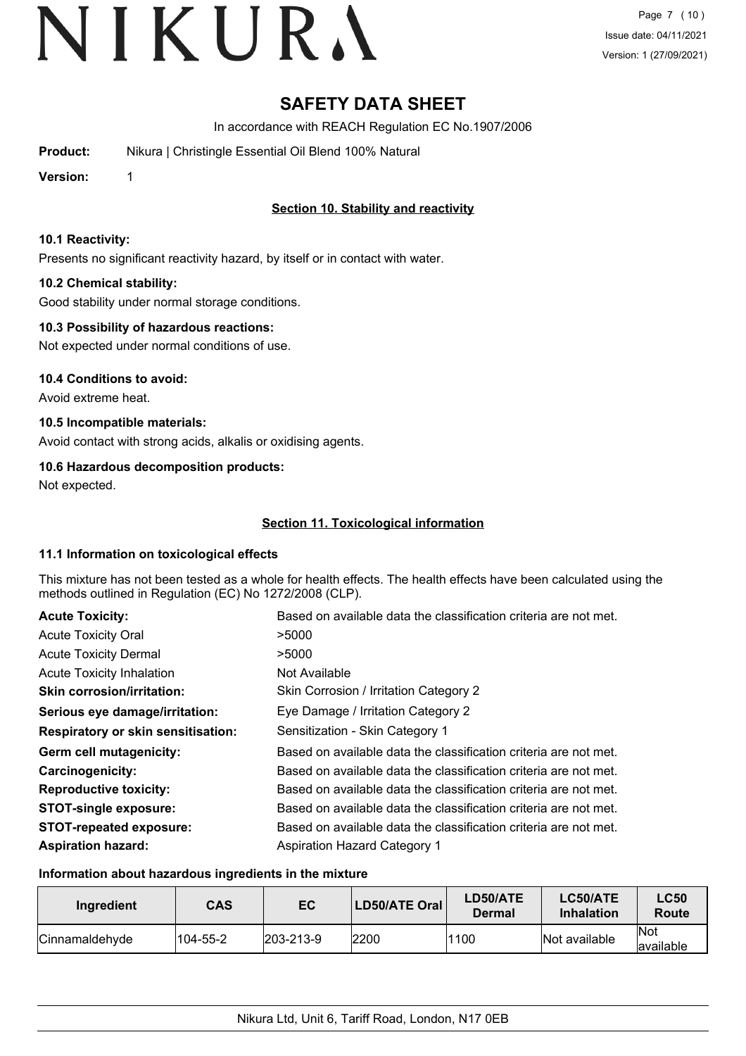# SAFETY DATA SHEET

In accordance with REACH Regulation EC No.1907/2006

**Product:** Nikura | Christingle Essential Oil Blend 100% Natural

**Version:** 1

## Section 10. Stability and reactivity

### 10.1 Reactivity:

Presents no significant reactivity hazard, by itself or in contact with water.

### 10.2 Chemical stability:

Good stability under normal storage conditions.

### 10.3 Possibility of hazardous reactions:

Not expected under normal conditions of use.

### 10.4 Conditions to avoid:

Avoid extreme heat.

### 10.5 Incompatible materials:

Avoid contact with strong acids, alkalis or oxidising agents.

### 10.6 Hazardous decomposition products:

Not expected.

## Section 11. Toxicological information

### 11.1 Information on toxicological effects

This mixture has not been tested as a whole for health effects. The health effects have been calculated using the methods outlined in Regulation (EC) No 1272/2008 (CLP).

| | |
|---|---|
| **Acute Toxicity:** | Based on available data the classification criteria are not met. |
| Acute Toxicity Oral | >5000 |
| Acute Toxicity Dermal | >5000 |
| Acute Toxicity Inhalation | Not Available |
| **Skin corrosion/irritation:** | Skin Corrosion / Irritation Category 2 |
| **Serious eye damage/irritation:** | Eye Damage / Irritation Category 2 |
| **Respiratory or skin sensitisation:** | Sensitization - Skin Category 1 |
| **Germ cell mutagenicity:** | Based on available data the classification criteria are not met. |
| **Carcinogenicity:** | Based on available data the classification criteria are not met. |
| **Reproductive toxicity:** | Based on available data the classification criteria are not met. |
| **STOT-single exposure:** | Based on available data the classification criteria are not met. |
| **STOT-repeated exposure:** | Based on available data the classification criteria are not met. |
| **Aspiration hazard:** | Aspiration Hazard Category 1 |

### Information about hazardous ingredients in the mixture

| Ingredient | CAS | EC | LD50/ATE Oral | LD50/ATE Dermal | LC50/ATE Inhalation | LC50 Route |
|---|---|---|---|---|---|---|
| Cinnamaldehyde | 104-55-2 | 203-213-9 | 2200 | 1100 | Not available | Not available |

Nikura Ltd, Unit 6, Tariff Road, London, N17 0EB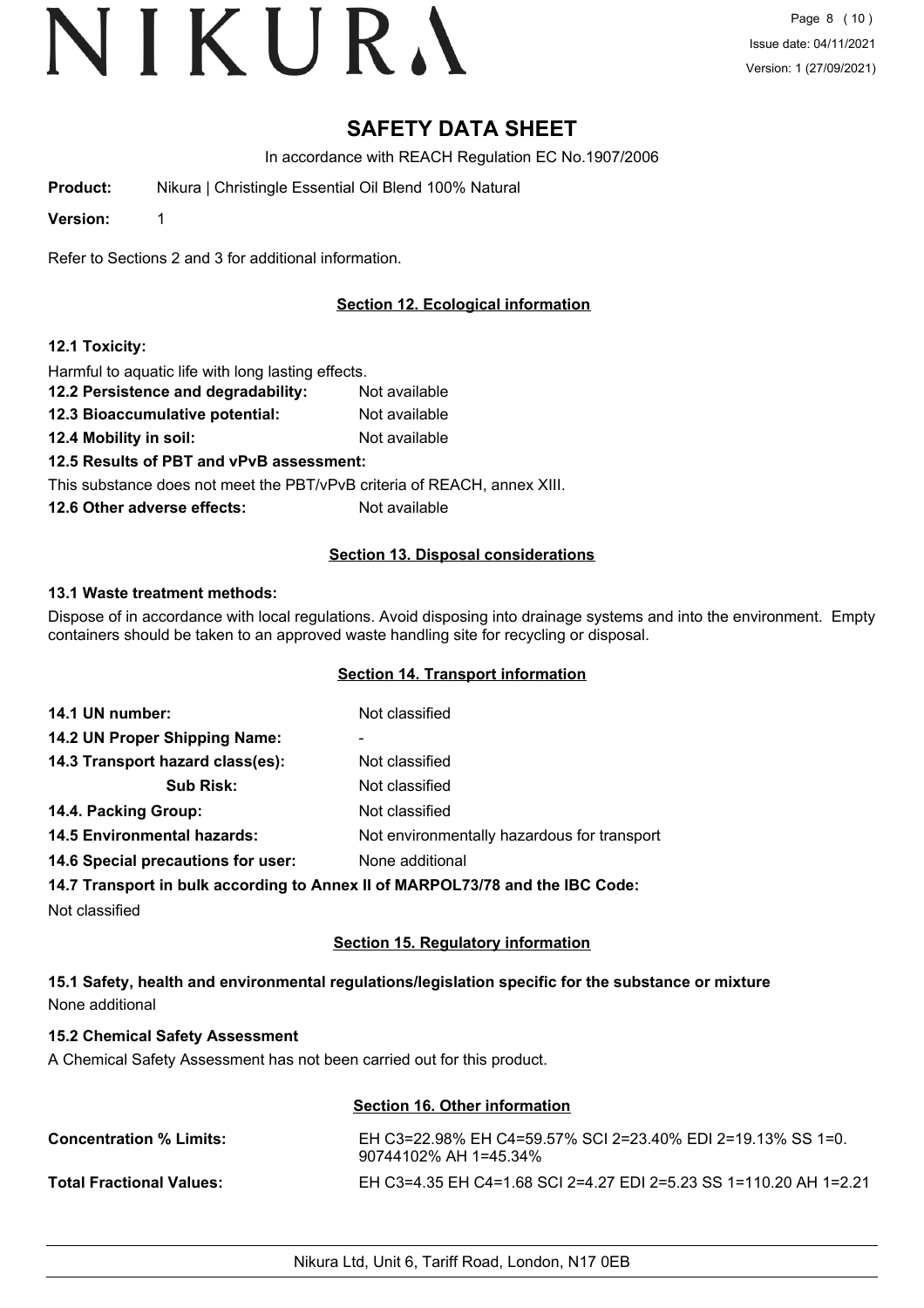# SAFETY DATA SHEET

In accordance with REACH Regulation EC No.1907/2006

**Product:** Nikura | Christingle Essential Oil Blend 100% Natural

**Version:** 1

Refer to Sections 2 and 3 for additional information.

## Section 12. Ecological information

**12.1 Toxicity:**

Harmful to aquatic life with long lasting effects.

**12.2 Persistence and degradability:** Not available

**12.3 Bioaccumulative potential:** Not available

**12.4 Mobility in soil:** Not available

**12.5 Results of PBT and vPvB assessment:**

This substance does not meet the PBT/vPvB criteria of REACH, annex XIII.

**12.6 Other adverse effects:** Not available

## Section 13. Disposal considerations

**13.1 Waste treatment methods:**

Dispose of in accordance with local regulations. Avoid disposing into drainage systems and into the environment. Empty containers should be taken to an approved waste handling site for recycling or disposal.

## Section 14. Transport information

**14.1 UN number:** Not classified

**14.2 UN Proper Shipping Name:** -

**14.3 Transport hazard class(es):** Not classified

**Sub Risk:** Not classified

**14.4. Packing Group:** Not classified

**14.5 Environmental hazards:** Not environmentally hazardous for transport

**14.6 Special precautions for user:** None additional

**14.7 Transport in bulk according to Annex II of MARPOL73/78 and the IBC Code:**

Not classified

## Section 15. Regulatory information

**15.1 Safety, health and environmental regulations/legislation specific for the substance or mixture**

None additional

**15.2 Chemical Safety Assessment**

A Chemical Safety Assessment has not been carried out for this product.

## Section 16. Other information

**Concentration % Limits:** EH C3=22.98% EH C4=59.57% SCI 2=23.40% EDI 2=19.13% SS 1=0.90744102% AH 1=45.34%

**Total Fractional Values:** EH C3=4.35 EH C4=1.68 SCI 2=4.27 EDI 2=5.23 SS 1=110.20 AH 1=2.21

Nikura Ltd, Unit 6, Tariff Road, London, N17 0EB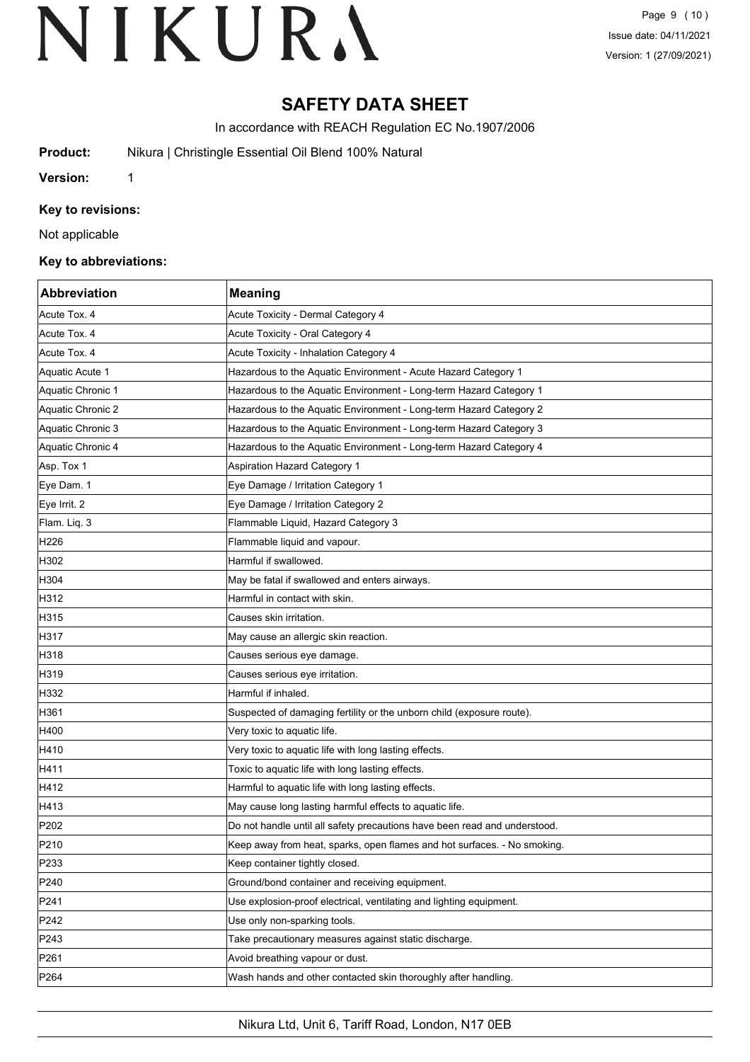# SAFETY DATA SHEET

In accordance with REACH Regulation EC No.1907/2006

**Product:** Nikura | Christingle Essential Oil Blend 100% Natural

**Version:** 1

### Key to revisions:

Not applicable

### Key to abbreviations:

| Abbreviation | Meaning |
| --- | --- |
| Acute Tox. 4 | Acute Toxicity - Dermal Category 4 |
| Acute Tox. 4 | Acute Toxicity - Oral Category 4 |
| Acute Tox. 4 | Acute Toxicity - Inhalation Category 4 |
| Aquatic Acute 1 | Hazardous to the Aquatic Environment - Acute Hazard Category 1 |
| Aquatic Chronic 1 | Hazardous to the Aquatic Environment - Long-term Hazard Category 1 |
| Aquatic Chronic 2 | Hazardous to the Aquatic Environment - Long-term Hazard Category 2 |
| Aquatic Chronic 3 | Hazardous to the Aquatic Environment - Long-term Hazard Category 3 |
| Aquatic Chronic 4 | Hazardous to the Aquatic Environment - Long-term Hazard Category 4 |
| Asp. Tox 1 | Aspiration Hazard Category 1 |
| Eye Dam. 1 | Eye Damage / Irritation Category 1 |
| Eye Irrit. 2 | Eye Damage / Irritation Category 2 |
| Flam. Liq. 3 | Flammable Liquid, Hazard Category 3 |
| H226 | Flammable liquid and vapour. |
| H302 | Harmful if swallowed. |
| H304 | May be fatal if swallowed and enters airways. |
| H312 | Harmful in contact with skin. |
| H315 | Causes skin irritation. |
| H317 | May cause an allergic skin reaction. |
| H318 | Causes serious eye damage. |
| H319 | Causes serious eye irritation. |
| H332 | Harmful if inhaled. |
| H361 | Suspected of damaging fertility or the unborn child (exposure route). |
| H400 | Very toxic to aquatic life. |
| H410 | Very toxic to aquatic life with long lasting effects. |
| H411 | Toxic to aquatic life with long lasting effects. |
| H412 | Harmful to aquatic life with long lasting effects. |
| H413 | May cause long lasting harmful effects to aquatic life. |
| P202 | Do not handle until all safety precautions have been read and understood. |
| P210 | Keep away from heat, sparks, open flames and hot surfaces. - No smoking. |
| P233 | Keep container tightly closed. |
| P240 | Ground/bond container and receiving equipment. |
| P241 | Use explosion-proof electrical, ventilating and lighting equipment. |
| P242 | Use only non-sparking tools. |
| P243 | Take precautionary measures against static discharge. |
| P261 | Avoid breathing vapour or dust. |
| P264 | Wash hands and other contacted skin thoroughly after handling. |

Nikura Ltd, Unit 6, Tariff Road, London, N17 0EB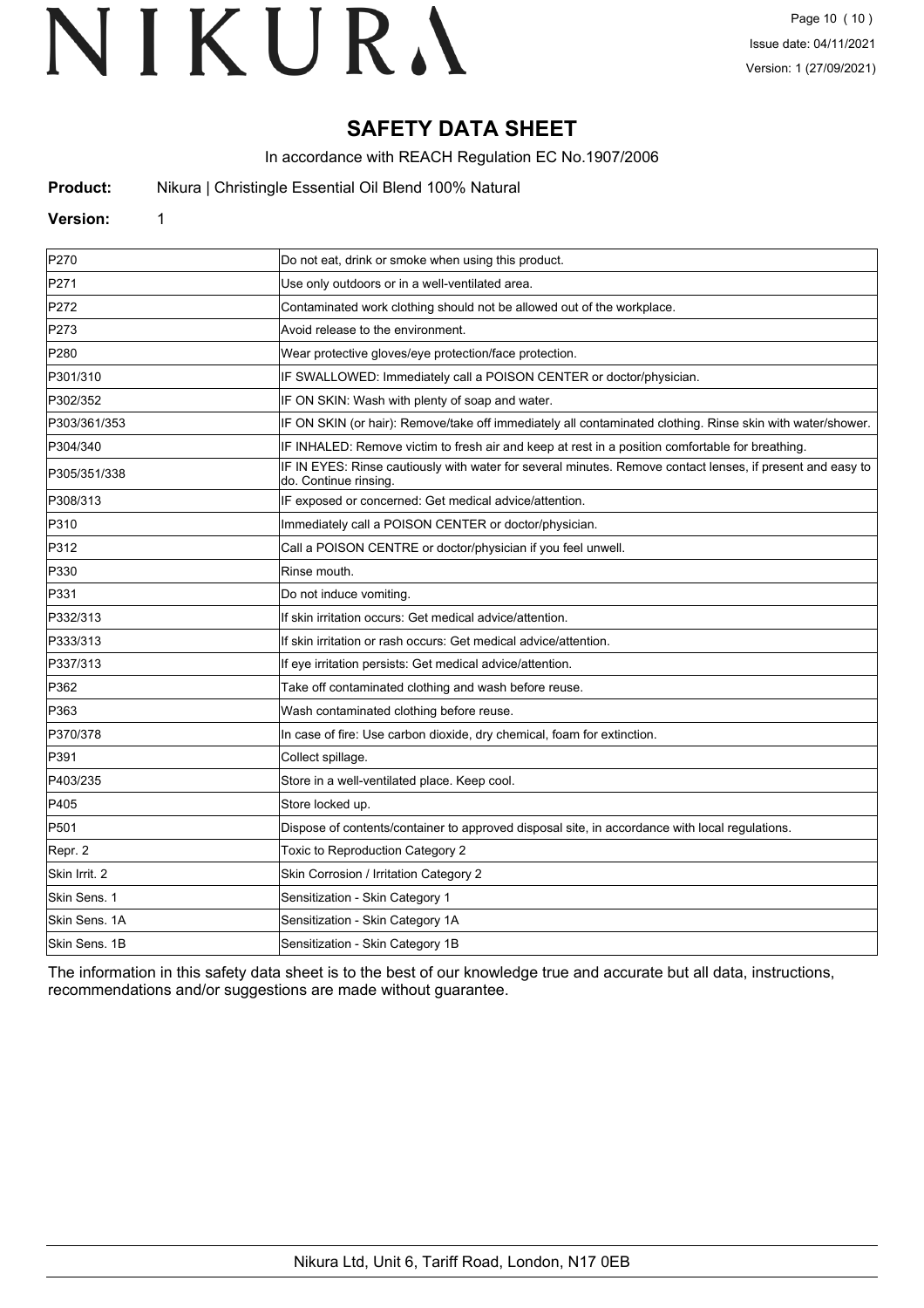# SAFETY DATA SHEET

In accordance with REACH Regulation EC No.1907/2006

**Product:** Nikura | Christingle Essential Oil Blend 100% Natural

**Version:** 1

| | |
|---|---|
| P270 | Do not eat, drink or smoke when using this product. |
| P271 | Use only outdoors or in a well-ventilated area. |
| P272 | Contaminated work clothing should not be allowed out of the workplace. |
| P273 | Avoid release to the environment. |
| P280 | Wear protective gloves/eye protection/face protection. |
| P301/310 | IF SWALLOWED: Immediately call a POISON CENTER or doctor/physician. |
| P302/352 | IF ON SKIN: Wash with plenty of soap and water. |
| P303/361/353 | IF ON SKIN (or hair): Remove/take off immediately all contaminated clothing. Rinse skin with water/shower. |
| P304/340 | IF INHALED: Remove victim to fresh air and keep at rest in a position comfortable for breathing. |
| P305/351/338 | IF IN EYES: Rinse cautiously with water for several minutes. Remove contact lenses, if present and easy to do. Continue rinsing. |
| P308/313 | IF exposed or concerned: Get medical advice/attention. |
| P310 | Immediately call a POISON CENTER or doctor/physician. |
| P312 | Call a POISON CENTRE or doctor/physician if you feel unwell. |
| P330 | Rinse mouth. |
| P331 | Do not induce vomiting. |
| P332/313 | If skin irritation occurs: Get medical advice/attention. |
| P333/313 | If skin irritation or rash occurs: Get medical advice/attention. |
| P337/313 | If eye irritation persists: Get medical advice/attention. |
| P362 | Take off contaminated clothing and wash before reuse. |
| P363 | Wash contaminated clothing before reuse. |
| P370/378 | In case of fire: Use carbon dioxide, dry chemical, foam for extinction. |
| P391 | Collect spillage. |
| P403/235 | Store in a well-ventilated place. Keep cool. |
| P405 | Store locked up. |
| P501 | Dispose of contents/container to approved disposal site, in accordance with local regulations. |
| Repr. 2 | Toxic to Reproduction Category 2 |
| Skin Irrit. 2 | Skin Corrosion / Irritation Category 2 |
| Skin Sens. 1 | Sensitization - Skin Category 1 |
| Skin Sens. 1A | Sensitization - Skin Category 1A |
| Skin Sens. 1B | Sensitization - Skin Category 1B |

The information in this safety data sheet is to the best of our knowledge true and accurate but all data, instructions, recommendations and/or suggestions are made without guarantee.